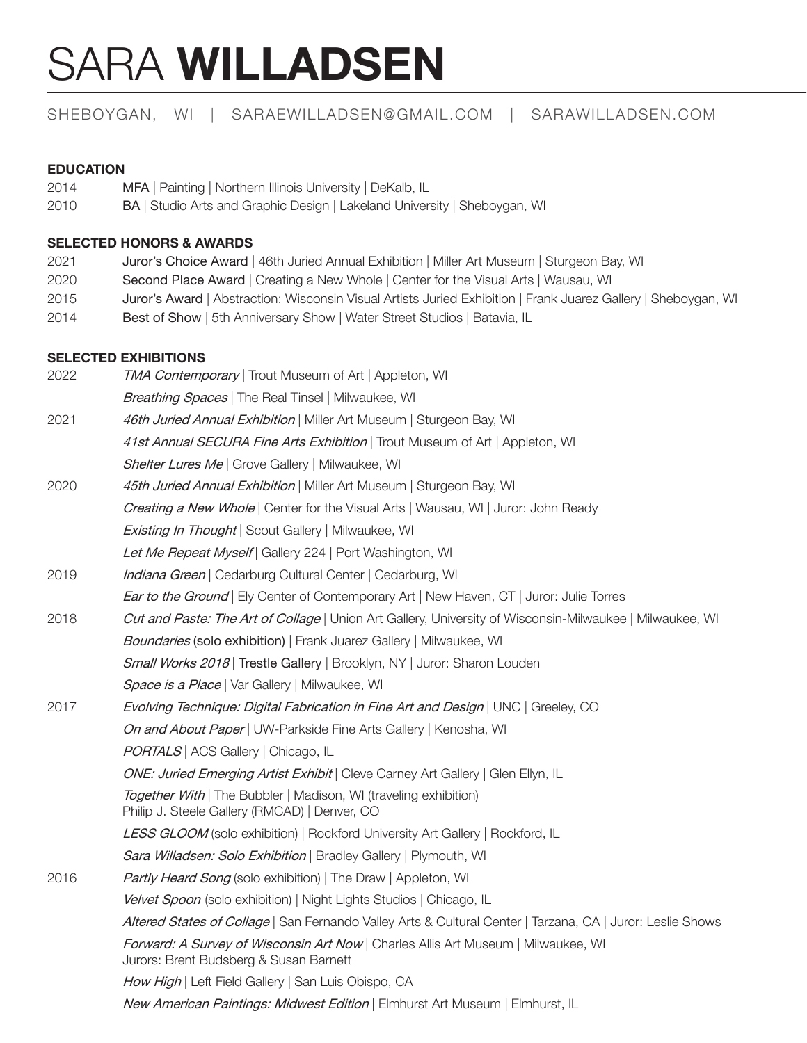# SARA **WILLADSEN**

SHEBOYGAN, WI | SARAEWILLADSEN@GMAIL.COM | SARAWILLADSEN.COM

## EDUCATION

2014 MFA | Painting | Northern Illinois University | DeKalb, IL

2010 BA | Studio Arts and Graphic Design | Lakeland University | Sheboygan, WI

## SELECTED HONORS & AWARDS

2021 Juror's Choice Award | 46th Juried Annual Exhibition | Miller Art Museum | Sturgeon Bay, WI

2020 Second Place Award | Creating a New Whole | Center for the Visual Arts | Wausau, WI

2015 Juror's Award | Abstraction: Wisconsin Visual Artists Juried Exhibition | Frank Juarez Gallery | Sheboygan, WI

2014 Best of Show | 5th Anniversary Show | Water Street Studios | Batavia, IL

## SELECTED EXHIBITIONS

2022 *TMA Contemporary* | Trout Museum of Art | Appleton, WI

*Breathing Spaces* | The Real Tinsel | Milwaukee, WI

2021 *46th Juried Annual Exhibition* | Miller Art Museum | Sturgeon Bay, WI

*41st Annual SECURA Fine Arts Exhibition* | Trout Museum of Art | Appleton, WI

*Shelter Lures Me* | Grove Gallery | Milwaukee, WI

2020 *45th Juried Annual Exhibition* | Miller Art Museum | Sturgeon Bay, WI

*Creating a New Whole* | Center for the Visual Arts | Wausau, WI | Juror: John Ready

*Existing In Thought* | Scout Gallery | Milwaukee, WI

*Let Me Repeat Myself* | Gallery 224 | Port Washington, WI

2019 *Indiana Green* | Cedarburg Cultural Center | Cedarburg, WI

*Ear to the Ground* | Ely Center of Contemporary Art | New Haven, CT | Juror: Julie Torres

2018 *Cut and Paste: The Art of Collage* | Union Art Gallery, University of Wisconsin-Milwaukee | Milwaukee, WI

*Boundaries* (solo exhibition) | Frank Juarez Gallery | Milwaukee, WI

*Small Works 2018* | Trestle Gallery | Brooklyn, NY | Juror: Sharon Louden

*Space is a Place* | Var Gallery | Milwaukee, WI

2017 *Evolving Technique: Digital Fabrication in Fine Art and Design* | UNC | Greeley, CO

*On and About Paper* | UW-Parkside Fine Arts Gallery | Kenosha, WI

*PORTALS* | ACS Gallery | Chicago, IL

*ONE: Juried Emerging Artist Exhibit* | Cleve Carney Art Gallery | Glen Ellyn, IL

*Together With* | The Bubbler | Madison, WI (traveling exhibition)
Philip J. Steele Gallery (RMCAD) | Denver, CO

*LESS GLOOM* (solo exhibition) | Rockford University Art Gallery | Rockford, IL

*Sara Willadsen: Solo Exhibition* | Bradley Gallery | Plymouth, WI

2016 *Partly Heard Song* (solo exhibition) | The Draw | Appleton, WI

*Velvet Spoon* (solo exhibition) | Night Lights Studios | Chicago, IL

*Altered States of Collage* | San Fernando Valley Arts & Cultural Center | Tarzana, CA | Juror: Leslie Shows

*Forward: A Survey of Wisconsin Art Now* | Charles Allis Art Museum | Milwaukee, WI
Jurors: Brent Budsberg & Susan Barnett

*How High* | Left Field Gallery | San Luis Obispo, CA

*New American Paintings: Midwest Edition* | Elmhurst Art Museum | Elmhurst, IL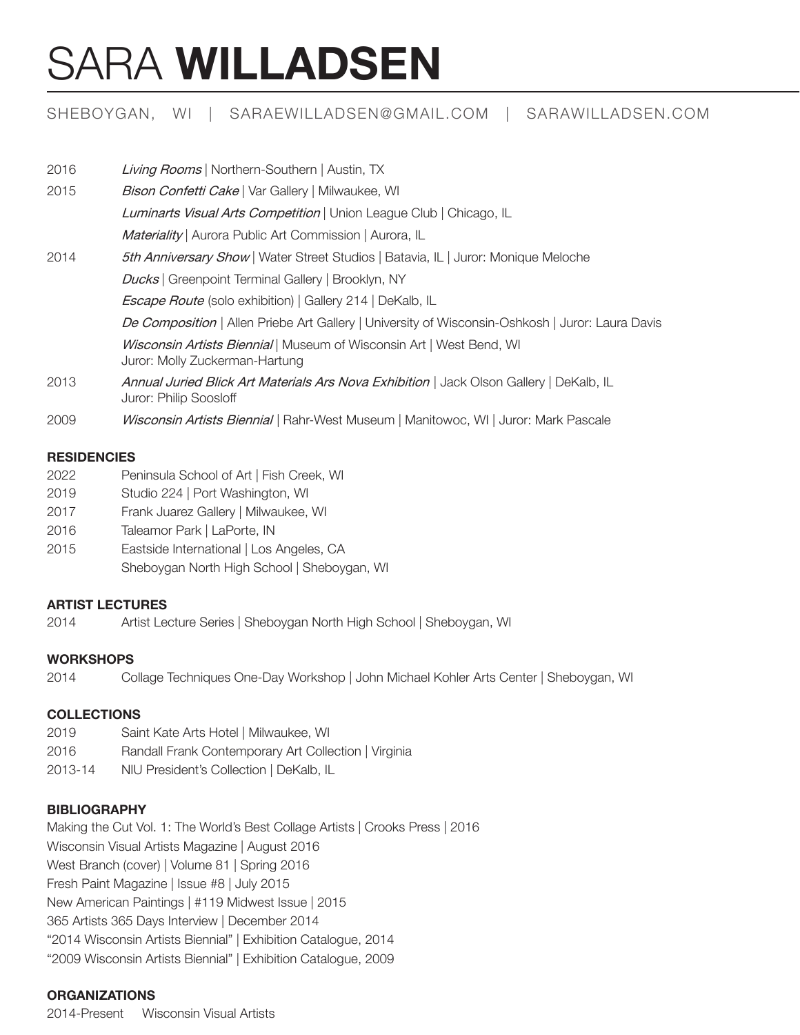# SARA **WILLADSEN**

SHEBOYGAN, WI | SARAEWILLADSEN@GMAIL.COM | SARAWILLADSEN.COM

2016 *Living Rooms* | Northern-Southern | Austin, TX

2015 *Bison Confetti Cake* | Var Gallery | Milwaukee, WI

*Luminarts Visual Arts Competition* | Union League Club | Chicago, IL

*Materiality* | Aurora Public Art Commission | Aurora, IL

2014 *5th Anniversary Show* | Water Street Studios | Batavia, IL | Juror: Monique Meloche

*Ducks* | Greenpoint Terminal Gallery | Brooklyn, NY

*Escape Route* (solo exhibition) | Gallery 214 | DeKalb, IL

*De Composition* | Allen Priebe Art Gallery | University of Wisconsin-Oshkosh | Juror: Laura Davis

*Wisconsin Artists Biennial* | Museum of Wisconsin Art | West Bend, WI
Juror: Molly Zuckerman-Hartung

2013 *Annual Juried Blick Art Materials Ars Nova Exhibition* | Jack Olson Gallery | DeKalb, IL
Juror: Philip Soosloff

2009 *Wisconsin Artists Biennial* | Rahr-West Museum | Manitowoc, WI | Juror: Mark Pascale

**RESIDENCIES**

2022 Peninsula School of Art | Fish Creek, WI

2019 Studio 224 | Port Washington, WI

2017 Frank Juarez Gallery | Milwaukee, WI

2016 Taleamor Park | LaPorte, IN

2015 Eastside International | Los Angeles, CA

Sheboygan North High School | Sheboygan, WI

**ARTIST LECTURES**

2014 Artist Lecture Series | Sheboygan North High School | Sheboygan, WI

**WORKSHOPS**

2014 Collage Techniques One-Day Workshop | John Michael Kohler Arts Center | Sheboygan, WI

**COLLECTIONS**

2019 Saint Kate Arts Hotel | Milwaukee, WI

2016 Randall Frank Contemporary Art Collection | Virginia

2013-14 NIU President's Collection | DeKalb, IL

**BIBLIOGRAPHY**

Making the Cut Vol. 1: The World's Best Collage Artists | Crooks Press | 2016

Wisconsin Visual Artists Magazine | August 2016

West Branch (cover) | Volume 81 | Spring 2016

Fresh Paint Magazine | Issue #8 | July 2015

New American Paintings | #119 Midwest Issue | 2015

365 Artists 365 Days Interview | December 2014

"2014 Wisconsin Artists Biennial" | Exhibition Catalogue, 2014

"2009 Wisconsin Artists Biennial" | Exhibition Catalogue, 2009

**ORGANIZATIONS**

2014-Present Wisconsin Visual Artists